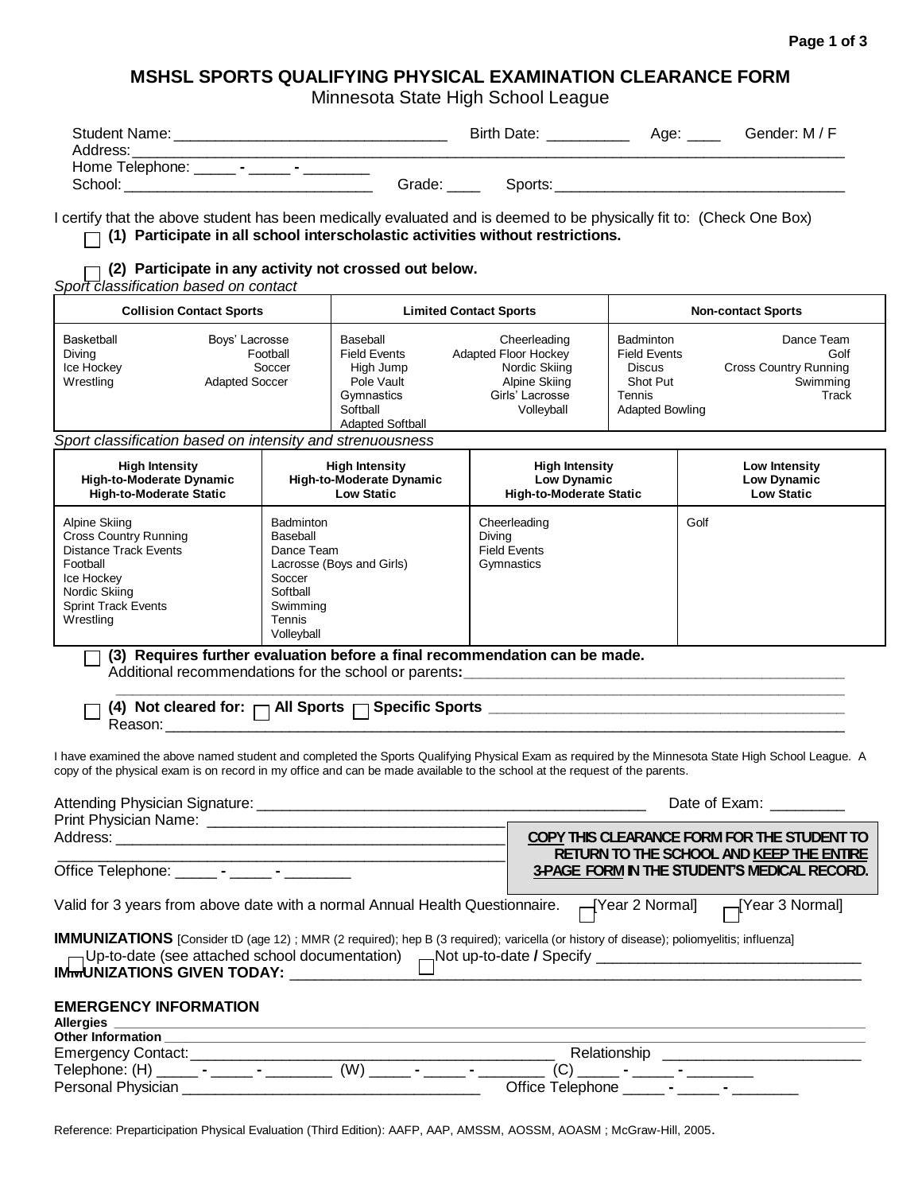# MSHSL SPORTS QUALIFYING PHYSICAL EXAMINATION CLEARANCE FORM

Minnesota State High School League

Student Name: ________________________________ Birth Date: __________ Age: ____ Gender: M / F

Address: ______________________________________________________________________________

Home Telephone: _____ - _____ - ________

School: ______________________________ Grade: ____ Sports: ___________________________________

I certify that the above student has been medically evaluated and is deemed to be physically fit to: (Check One Box)

☐ **(1) Participate in all school interscholastic activities without restrictions.**

☐ **(2) Participate in any activity not crossed out below.**

*Sport classification based on contact*

| Collision Contact Sports | | Limited Contact Sports | | Non-contact Sports | |
|---|---|---|---|---|---|
| Basketball | Boys' Lacrosse | Baseball | Cheerleading | Badminton | Dance Team |
| Diving | Football | Field Events | Adapted Floor Hockey | Field Events | Golf |
| Ice Hockey | Soccer | High Jump | Nordic Skiing | Discus | Cross Country Running |
| Wrestling | Adapted Soccer | Pole Vault | Alpine Skiing | Shot Put | Swimming |
| | | Gymnastics | Girls' Lacrosse | Tennis | Track |
| | | Softball | Volleyball | Adapted Bowling | |
| | | Adapted Softball | | | |

*Sport classification based on intensity and strenuousness*

| High Intensity High-to-Moderate Dynamic High-to-Moderate Static | High Intensity High-to-Moderate Dynamic Low Static | High Intensity Low Dynamic High-to-Moderate Static | Low Intensity Low Dynamic Low Static |
|---|---|---|---|
| Alpine Skiing | Badminton | Cheerleading | Golf |
| Cross Country Running | Baseball | Diving | |
| Distance Track Events | Dance Team | Field Events | |
| Football | Lacrosse (Boys and Girls) | Gymnastics | |
| Ice Hockey | Soccer | | |
| Nordic Skiing | Softball | | |
| Sprint Track Events | Swimming | | |
| Wrestling | Tennis | | |
| | Volleyball | | |

☐ **(3) Requires further evaluation before a final recommendation can be made.**
Additional recommendations for the school or parents**:** _______________________________________________
______________________________________________________________________________

☐ **(4) Not cleared for:** ☐ **All Sports** ☐ **Specific Sports** ___________________________________________
Reason: ______________________________________________________________________________

I have examined the above named student and completed the Sports Qualifying Physical Exam as required by the Minnesota State High School League. A copy of the physical exam is on record in my office and can be made available to the school at the request of the parents.

Attending Physician Signature: ______________________________________________ Date of Exam: _________

Print Physician Name: ___________________________________

Address: ______________________________________________
______________________________________________________

Office Telephone: _____ - _____ - ________

**COPY THIS CLEARANCE FORM FOR THE STUDENT TO RETURN TO THE SCHOOL AND KEEP THE ENTIRE 3-PAGE FORM IN THE STUDENT'S MEDICAL RECORD.**

Valid for 3 years from above date with a normal Annual Health Questionnaire. ☐[Year 2 Normal] ☐[Year 3 Normal]

**IMMUNIZATIONS** [Consider tD (age 12) ; MMR (2 required); hep B (3 required); varicella (or history of disease); poliomyelitis; influenza]

☐ Up-to-date (see attached school documentation) ☐ Not up-to-date **/** Specify _______________________________

**IMMUNIZATIONS GIVEN TODAY:** _______________________________________________________________

## EMERGENCY INFORMATION

**Allergies** ______________________________________________________________________________

**Other Information** _______________________________________________________________________

Emergency Contact: ___________________________________________ Relationship _______________________

Telephone: (H) _____ - _____ - ________ (W) _____ - _____ - ________ (C) _____ - _____ - ________

Personal Physician ____________________________________ Office Telephone _____ - _____ - ________

Reference: Preparticipation Physical Evaluation (Third Edition): AAFP, AAP, AMSSM, AOSSM, AOASM ; McGraw-Hill, 2005.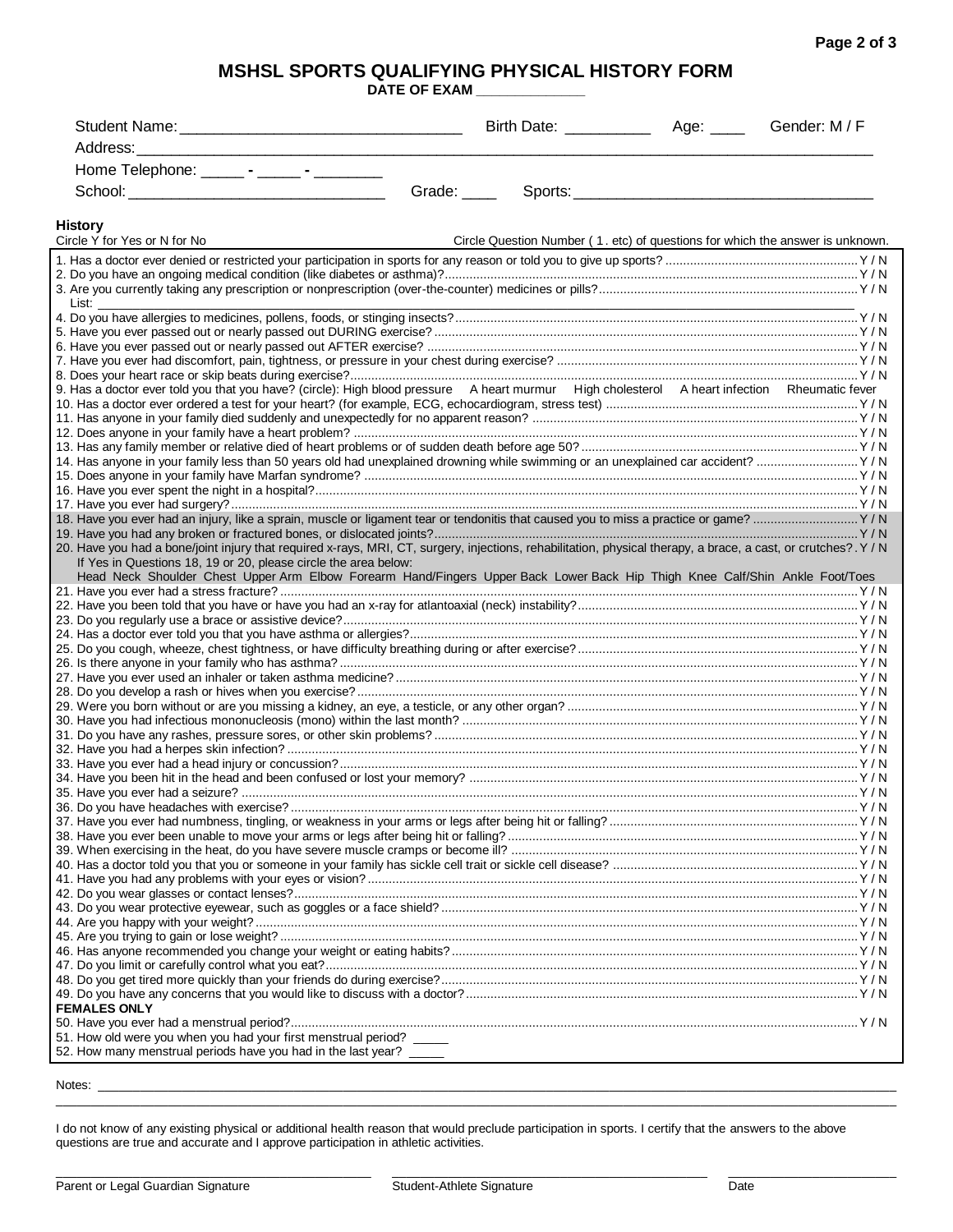# MSHSL SPORTS QUALIFYING PHYSICAL HISTORY FORM

**DATE OF EXAM ______________**

Student Name: ________________________________ Birth Date: __________ Age: ____ Gender: M / F

Address: ______________________________________________________________________________

Home Telephone: _____ - _____ - ________

School: ______________________________ Grade: ____ Sports: __________________________________

**History**

Circle Y for Yes or N for No — Circle Question Number ( 1. etc) of questions for which the answer is unknown.

1. Has a doctor ever denied or restricted your participation in sports for any reason or told you to give up sports? ........ Y / N
2. Do you have an ongoing medical condition (like diabetes or asthma)? ........ Y / N
3. Are you currently taking any prescription or nonprescription (over-the-counter) medicines or pills? ........ Y / N
   List: ____________________________________________
4. Do you have allergies to medicines, pollens, foods, or stinging insects? ........ Y / N
5. Have you ever passed out or nearly passed out DURING exercise? ........ Y / N
6. Have you ever passed out or nearly passed out AFTER exercise? ........ Y / N
7. Have you ever had discomfort, pain, tightness, or pressure in your chest during exercise? ........ Y / N
8. Does your heart race or skip beats during exercise? ........ Y / N
9. Has a doctor ever told you that you have? (circle): High blood pressure  A heart murmur  High cholesterol  A heart infection  Rheumatic fever
10. Has a doctor ever ordered a test for your heart? (for example, ECG, echocardiogram, stress test) ........ Y / N
11. Has anyone in your family died suddenly and unexpectedly for no apparent reason? ........ Y / N
12. Does anyone in your family have a heart problem? ........ Y / N
13. Has any family member or relative died of heart problems or of sudden death before age 50? ........ Y / N
14. Has anyone in your family less than 50 years old had unexplained drowning while swimming or an unexplained car accident? ........ Y / N
15. Does anyone in your family have Marfan syndrome? ........ Y / N
16. Have you ever spent the night in a hospital? ........ Y / N
17. Have you ever had surgery? ........ Y / N
18. Have you ever had an injury, like a sprain, muscle or ligament tear or tendonitis that caused you to miss a practice or game? ........ Y / N
19. Have you had any broken or fractured bones, or dislocated joints? ........ Y / N
20. Have you had a bone/joint injury that required x-rays, MRI, CT, surgery, injections, rehabilitation, physical therapy, a brace, a cast, or crutches? . Y / N
   If Yes in Questions 18, 19 or 20, please circle the area below:
   Head Neck Shoulder Chest Upper Arm Elbow Forearm Hand/Fingers Upper Back Lower Back Hip Thigh Knee Calf/Shin Ankle Foot/Toes
21. Have you ever had a stress fracture? ........ Y / N
22. Have you been told that you have or have you had an x-ray for atlantoaxial (neck) instability? ........ Y / N
23. Do you regularly use a brace or assistive device? ........ Y / N
24. Has a doctor ever told you that you have asthma or allergies? ........ Y / N
25. Do you cough, wheeze, chest tightness, or have difficulty breathing during or after exercise? ........ Y / N
26. Is there anyone in your family who has asthma? ........ Y / N
27. Have you ever used an inhaler or taken asthma medicine? ........ Y / N
28. Do you develop a rash or hives when you exercise? ........ Y / N
29. Were you born without or are you missing a kidney, an eye, a testicle, or any other organ? ........ Y / N
30. Have you had infectious mononucleosis (mono) within the last month? ........ Y / N
31. Do you have any rashes, pressure sores, or other skin problems? ........ Y / N
32. Have you had a herpes skin infection? ........ Y / N
33. Have you ever had a head injury or concussion? ........ Y / N
34. Have you been hit in the head and been confused or lost your memory? ........ Y / N
35. Have you ever had a seizure? ........ Y / N
36. Do you have headaches with exercise? ........ Y / N
37. Have you ever had numbness, tingling, or weakness in your arms or legs after being hit or falling? ........ Y / N
38. Have you ever been unable to move your arms or legs after being hit or falling? ........ Y / N
39. When exercising in the heat, do you have severe muscle cramps or become ill? ........ Y / N
40. Has a doctor told you that you or someone in your family has sickle cell trait or sickle cell disease? ........ Y / N
41. Have you had any problems with your eyes or vision? ........ Y / N
42. Do you wear glasses or contact lenses? ........ Y / N
43. Do you wear protective eyewear, such as goggles or a face shield? ........ Y / N
44. Are you happy with your weight? ........ Y / N
45. Are you trying to gain or lose weight? ........ Y / N
46. Has anyone recommended you change your weight or eating habits? ........ Y / N
47. Do you limit or carefully control what you eat? ........ Y / N
48. Do you get tired more quickly than your friends do during exercise? ........ Y / N
49. Do you have any concerns that you would like to discuss with a doctor? ........ Y / N

**FEMALES ONLY**

50. Have you ever had a menstrual period? ........ Y / N
51. How old were you when you had your first menstrual period? _____
52. How many menstrual periods have you had in the last year? _____

Notes: ______________________________________________________________________________

I do not know of any existing physical or additional health reason that would preclude participation in sports. I certify that the answers to the above questions are true and accurate and I approve participation in athletic activities.

______________________________ ______________________________ ______________
Parent or Legal Guardian Signature — Student-Athlete Signature — Date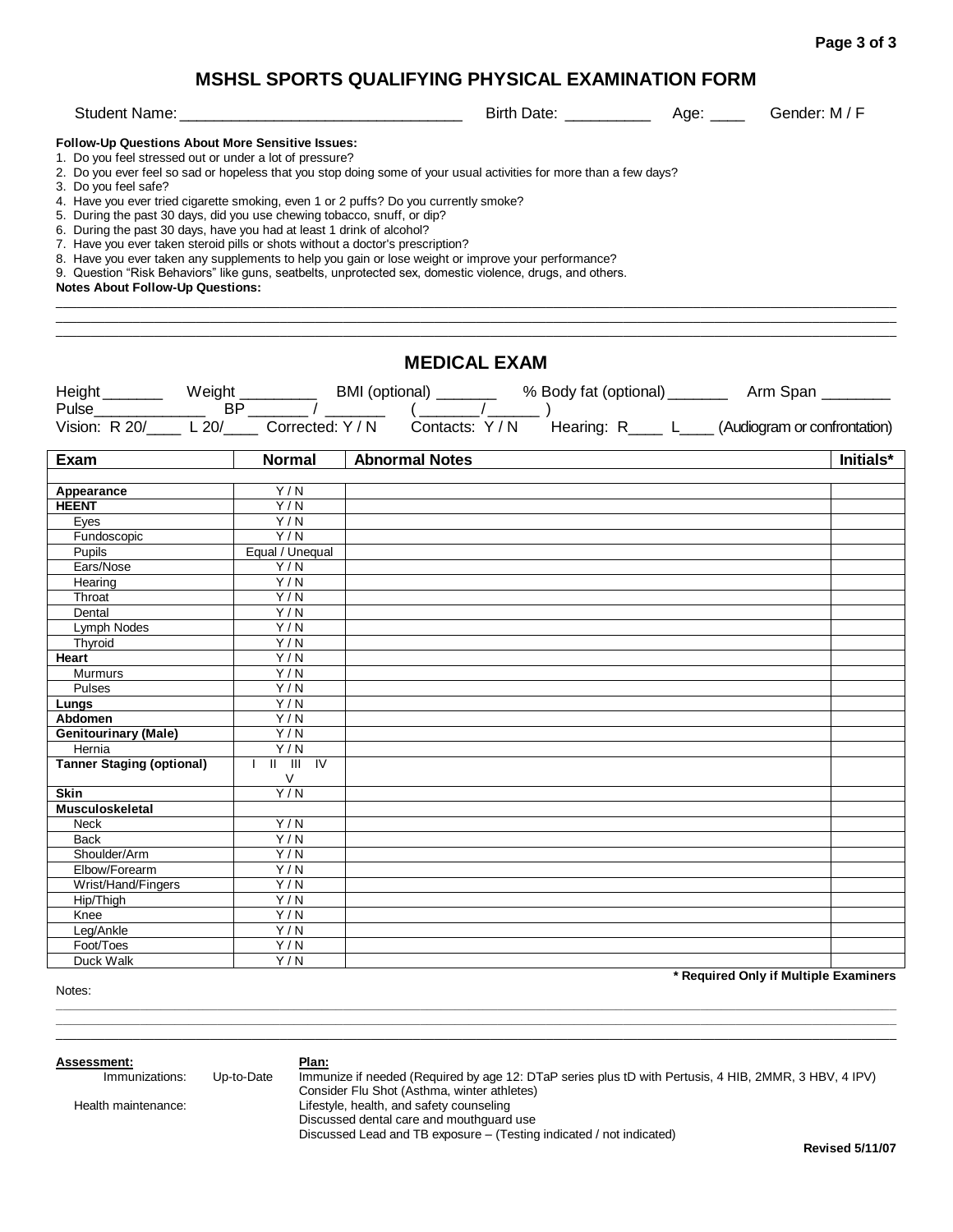# MSHSL SPORTS QUALIFYING PHYSICAL EXAMINATION FORM

Student Name: ________________________________ Birth Date: __________ Age: ____ Gender: M / F

**Follow-Up Questions About More Sensitive Issues:**

1. Do you feel stressed out or under a lot of pressure?
2. Do you ever feel so sad or hopeless that you stop doing some of your usual activities for more than a few days?
3. Do you feel safe?
4. Have you ever tried cigarette smoking, even 1 or 2 puffs? Do you currently smoke?
5. During the past 30 days, did you use chewing tobacco, snuff, or dip?
6. During the past 30 days, have you had at least 1 drink of alcohol?
7. Have you ever taken steroid pills or shots without a doctor's prescription?
8. Have you ever taken any supplements to help you gain or lose weight or improve your performance?
9. Question "Risk Behaviors" like guns, seatbelts, unprotected sex, domestic violence, drugs, and others.

**Notes About Follow-Up Questions:**

______________________________________________________________________________
______________________________________________________________________________
______________________________________________________________________________

## MEDICAL EXAM

Height _______ Weight _________ BMI (optional) _______ % Body fat (optional) _______ Arm Span ________

Pulse_____________ BP _______ / _______ ( _______/______ )

Vision: R 20/____ L 20/____ Corrected: Y / N Contacts: Y / N Hearing: R____ L____ (Audiogram or confrontation)

| Exam | Normal | Abnormal Notes | Initials* |
|---|---|---|---|
| | | | |
| **Appearance** | Y / N | | |
| **HEENT** | Y / N | | |
| Eyes | Y / N | | |
| Fundoscopic | Y / N | | |
| Pupils | Equal / Unequal | | |
| Ears/Nose | Y / N | | |
| Hearing | Y / N | | |
| Throat | Y / N | | |
| Dental | Y / N | | |
| Lymph Nodes | Y / N | | |
| Thyroid | Y / N | | |
| **Heart** | Y / N | | |
| Murmurs | Y / N | | |
| Pulses | Y / N | | |
| **Lungs** | Y / N | | |
| **Abdomen** | Y / N | | |
| **Genitourinary (Male)** | Y / N | | |
| Hernia | Y / N | | |
| **Tanner Staging (optional)** | I II III IV V | | |
| **Skin** | Y / N | | |
| **Musculoskeletal** | | | |
| Neck | Y / N | | |
| Back | Y / N | | |
| Shoulder/Arm | Y / N | | |
| Elbow/Forearm | Y / N | | |
| Wrist/Hand/Fingers | Y / N | | |
| Hip/Thigh | Y / N | | |
| Knee | Y / N | | |
| Leg/Ankle | Y / N | | |
| Foot/Toes | Y / N | | |
| Duck Walk | Y / N | | |

**\* Required Only if Multiple Examiners**

Notes:

______________________________________________________________________________
______________________________________________________________________________
______________________________________________________________________________

**Assessment:**

Immunizations: Up-to-Date

Health maintenance:

**Plan:**

Immunize if needed (Required by age 12: DTaP series plus tD with Pertusis, 4 HIB, 2MMR, 3 HBV, 4 IPV)
Consider Flu Shot (Asthma, winter athletes)
Lifestyle, health, and safety counseling
Discussed dental care and mouthguard use
Discussed Lead and TB exposure – (Testing indicated / not indicated)

**Revised 5/11/07**